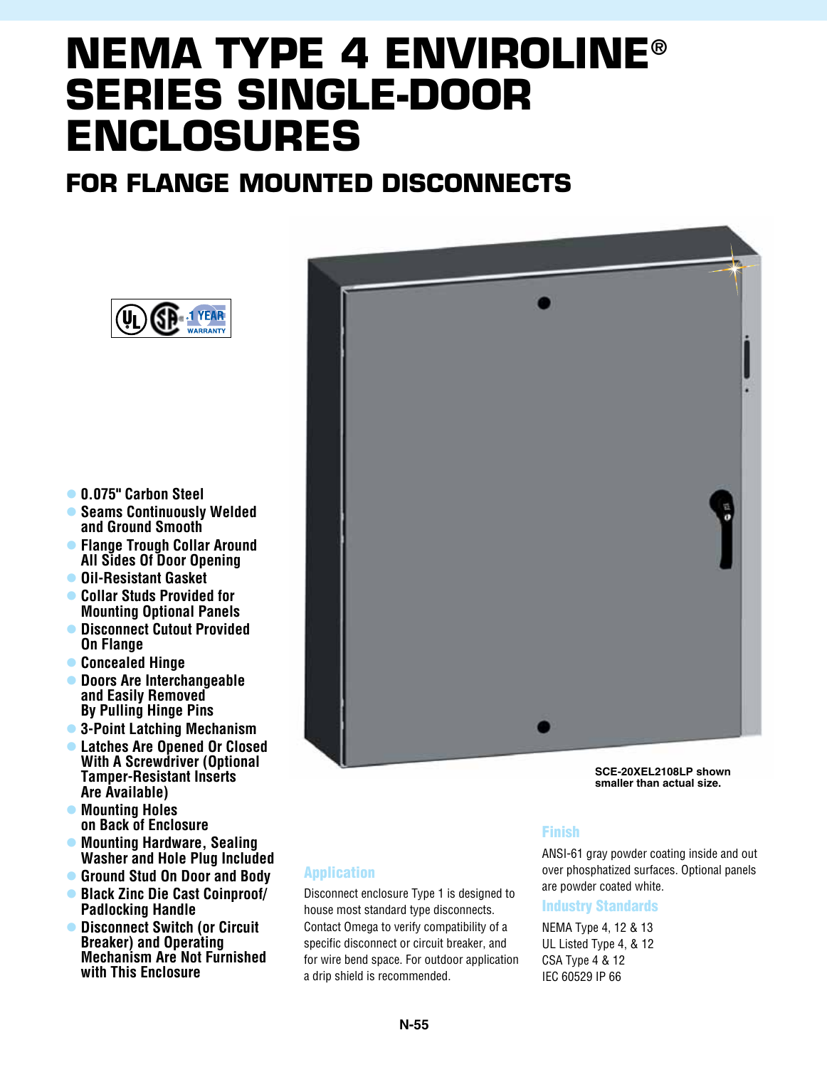# NEMA TYPE 4 ENVIROLINE® SERIES SINGLE-DOOR ENCLOSURES

## FOR FLANGE MOUNTED DISCONNECTS

1 YEAR WARRANTY

- 0.075" Carbon Steel
- Seams Continuously Welded and Ground Smooth
- Flange Trough Collar Around All Sides Of Door Opening
- Oil-Resistant Gasket
- Collar Studs Provided for Mounting Optional Panels
- Disconnect Cutout Provided On Flange
- Concealed Hinge
- Doors Are Interchangeable and Easily Removed By Pulling Hinge Pins
- 3-Point Latching Mechanism
- Latches Are Opened Or Closed With A Screwdriver (Optional Tamper-Resistant Inserts Are Available)
- Mounting Holes on Back of Enclosure
- Mounting Hardware, Sealing Washer and Hole Plug Included
- Ground Stud On Door and Body
- Black Zinc Die Cast Coinproof/ Padlocking Handle
- Disconnect Switch (or Circuit Breaker) and Operating Mechanism Are Not Furnished with This Enclosure

**SCE-20XEL2108LP shown smaller than actual size.**

### Application

Disconnect enclosure Type 1 is designed to house most standard type disconnects. Contact Omega to verify compatibility of a specific disconnect or circuit breaker, and for wire bend space. For outdoor application a drip shield is recommended.

### Finish

ANSI-61 gray powder coating inside and out over phosphatized surfaces. Optional panels are powder coated white.

### Industry Standards

NEMA Type 4, 12 & 13
UL Listed Type 4, & 12
CSA Type 4 & 12
IEC 60529 IP 66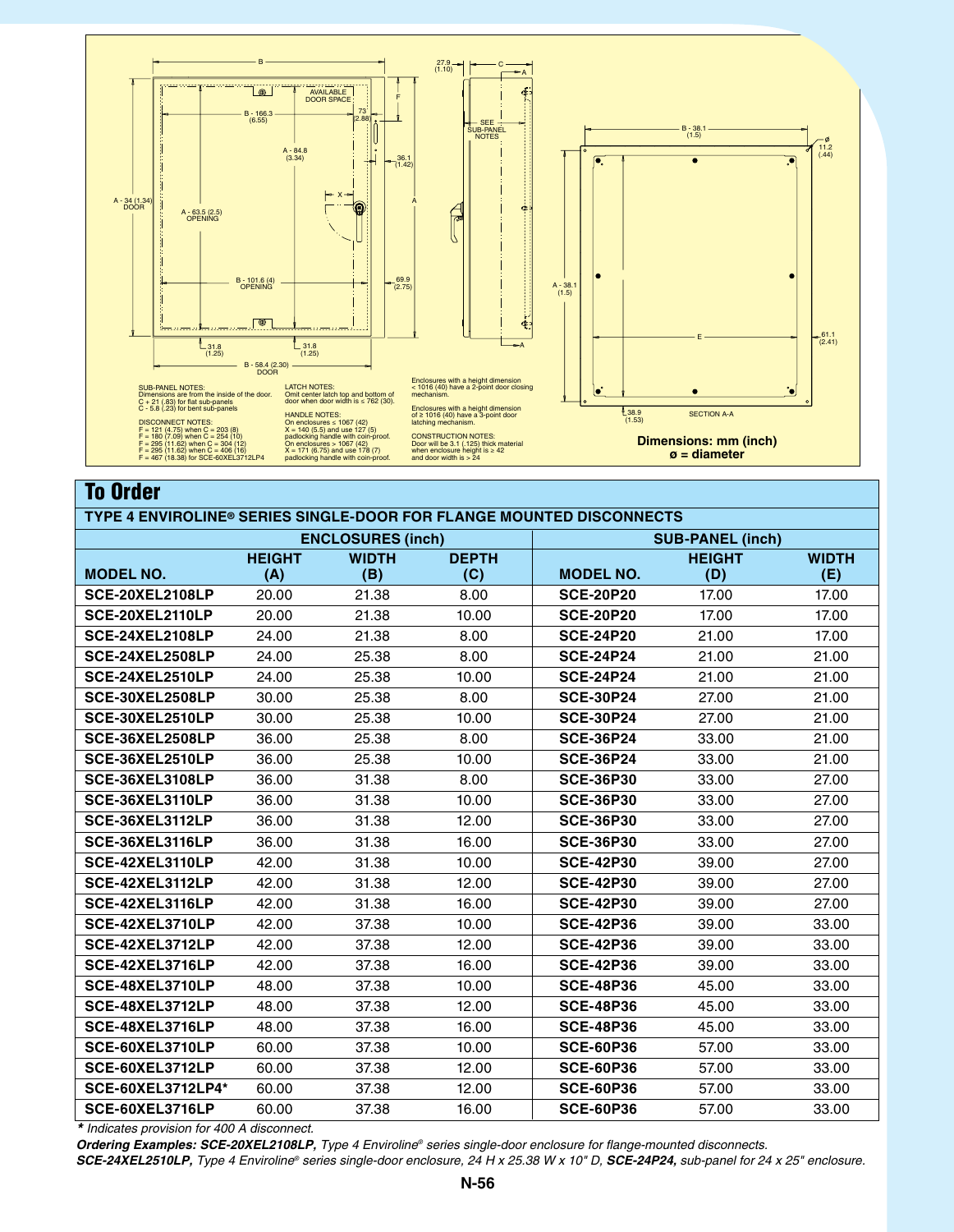SUB-PANEL NOTES:
Dimensions are from the inside of the door.
C + 21 (.83) for flat sub-panels
C - 5.8 (.23) for bent sub-panels

DISCONNECT NOTES:
F = 121 (4.75) when C = 203 (8)
F = 180 (7.09) when C = 254 (10)
F = 295 (11.62) when C = 304 (12)
F = 295 (11.62) when C = 406 (16)
F = 467 (18.38) for SCE-60XEL3712LP4

LATCH NOTES:
Omit center latch top and bottom of door when door width is ≤ 762 (30).

HANDLE NOTES:
On enclosures ≤ 1067 (42)
X = 140 (5.5) and use 127 (5) padlocking handle with coin-proof.
On enclosures > 1067 (42)
X = 171 (6.75) and use 178 (7) padlocking handle with coin-proof.

Enclosures with a height dimension < 1016 (40) have a 2-point door closing mechanism.

Enclosures with a height dimension of ≥ 1016 (40) have a 3-point door latching mechanism.

CONSTRUCTION NOTES:
Door will be 3.1 (.125) thick material when enclosure height is ≥ 42 and door width is > 24

**Dimensions: mm (inch)**
**ø = diameter**

# To Order

## TYPE 4 ENVIROLINE® SERIES SINGLE-DOOR FOR FLANGE MOUNTED DISCONNECTS

| ENCLOSURES (inch) | | | | SUB-PANEL (inch) | | |
|---|---|---|---|---|---|---|
| **MODEL NO.** | **HEIGHT (A)** | **WIDTH (B)** | **DEPTH (C)** | **MODEL NO.** | **HEIGHT (D)** | **WIDTH (E)** |
| **SCE-20XEL2108LP** | 20.00 | 21.38 | 8.00 | **SCE-20P20** | 17.00 | 17.00 |
| **SCE-20XEL2110LP** | 20.00 | 21.38 | 10.00 | **SCE-20P20** | 17.00 | 17.00 |
| **SCE-24XEL2108LP** | 24.00 | 21.38 | 8.00 | **SCE-24P20** | 21.00 | 17.00 |
| **SCE-24XEL2508LP** | 24.00 | 25.38 | 8.00 | **SCE-24P24** | 21.00 | 21.00 |
| **SCE-24XEL2510LP** | 24.00 | 25.38 | 10.00 | **SCE-24P24** | 21.00 | 21.00 |
| **SCE-30XEL2508LP** | 30.00 | 25.38 | 8.00 | **SCE-30P24** | 27.00 | 21.00 |
| **SCE-30XEL2510LP** | 30.00 | 25.38 | 10.00 | **SCE-30P24** | 27.00 | 21.00 |
| **SCE-36XEL2508LP** | 36.00 | 25.38 | 8.00 | **SCE-36P24** | 33.00 | 21.00 |
| **SCE-36XEL2510LP** | 36.00 | 25.38 | 10.00 | **SCE-36P24** | 33.00 | 21.00 |
| **SCE-36XEL3108LP** | 36.00 | 31.38 | 8.00 | **SCE-36P30** | 33.00 | 27.00 |
| **SCE-36XEL3110LP** | 36.00 | 31.38 | 10.00 | **SCE-36P30** | 33.00 | 27.00 |
| **SCE-36XEL3112LP** | 36.00 | 31.38 | 12.00 | **SCE-36P30** | 33.00 | 27.00 |
| **SCE-36XEL3116LP** | 36.00 | 31.38 | 16.00 | **SCE-36P30** | 33.00 | 27.00 |
| **SCE-42XEL3110LP** | 42.00 | 31.38 | 10.00 | **SCE-42P30** | 39.00 | 27.00 |
| **SCE-42XEL3112LP** | 42.00 | 31.38 | 12.00 | **SCE-42P30** | 39.00 | 27.00 |
| **SCE-42XEL3116LP** | 42.00 | 31.38 | 16.00 | **SCE-42P30** | 39.00 | 27.00 |
| **SCE-42XEL3710LP** | 42.00 | 37.38 | 10.00 | **SCE-42P36** | 39.00 | 33.00 |
| **SCE-42XEL3712LP** | 42.00 | 37.38 | 12.00 | **SCE-42P36** | 39.00 | 33.00 |
| **SCE-42XEL3716LP** | 42.00 | 37.38 | 16.00 | **SCE-42P36** | 39.00 | 33.00 |
| **SCE-48XEL3710LP** | 48.00 | 37.38 | 10.00 | **SCE-48P36** | 45.00 | 33.00 |
| **SCE-48XEL3712LP** | 48.00 | 37.38 | 12.00 | **SCE-48P36** | 45.00 | 33.00 |
| **SCE-48XEL3716LP** | 48.00 | 37.38 | 16.00 | **SCE-48P36** | 45.00 | 33.00 |
| **SCE-60XEL3710LP** | 60.00 | 37.38 | 10.00 | **SCE-60P36** | 57.00 | 33.00 |
| **SCE-60XEL3712LP** | 60.00 | 37.38 | 12.00 | **SCE-60P36** | 57.00 | 33.00 |
| **SCE-60XEL3712LP4*** | 60.00 | 37.38 | 12.00 | **SCE-60P36** | 57.00 | 33.00 |
| **SCE-60XEL3716LP** | 60.00 | 37.38 | 16.00 | **SCE-60P36** | 57.00 | 33.00 |

***** *Indicates provision for 400 A disconnect.*

***Ordering Examples: SCE-20XEL2108LP,** Type 4 Enviroline® series single-door enclosure for flange-mounted disconnects.*
***SCE-24XEL2510LP,** Type 4 Enviroline® series single-door enclosure, 24 H x 25.38 W x 10" D, **SCE-24P24,** sub-panel for 24 x 25" enclosure.*